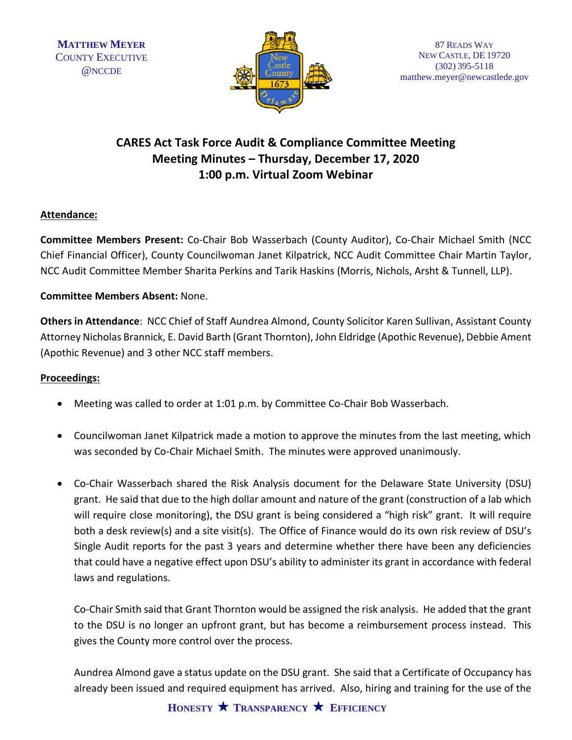MATTHEW MEYER
COUNTY EXECUTIVE
@NCCDE

87 READS WAY
NEW CASTLE, DE 19720
(302) 395-5118
matthew.meyer@newcastlede.gov

# CARES Act Task Force Audit & Compliance Committee Meeting
## Meeting Minutes – Thursday, December 17, 2020
## 1:00 p.m. Virtual Zoom Webinar

**Attendance:**

**Committee Members Present:** Co-Chair Bob Wasserbach (County Auditor), Co-Chair Michael Smith (NCC Chief Financial Officer), County Councilwoman Janet Kilpatrick, NCC Audit Committee Chair Martin Taylor, NCC Audit Committee Member Sharita Perkins and Tarik Haskins (Morris, Nichols, Arsht & Tunnell, LLP).

**Committee Members Absent:** None.

**Others in Attendance**: NCC Chief of Staff Aundrea Almond, County Solicitor Karen Sullivan, Assistant County Attorney Nicholas Brannick, E. David Barth (Grant Thornton), John Eldridge (Apothic Revenue), Debbie Ament (Apothic Revenue) and 3 other NCC staff members.

**Proceedings:**

- Meeting was called to order at 1:01 p.m. by Committee Co-Chair Bob Wasserbach.

- Councilwoman Janet Kilpatrick made a motion to approve the minutes from the last meeting, which was seconded by Co-Chair Michael Smith. The minutes were approved unanimously.

- Co-Chair Wasserbach shared the Risk Analysis document for the Delaware State University (DSU) grant. He said that due to the high dollar amount and nature of the grant (construction of a lab which will require close monitoring), the DSU grant is being considered a "high risk" grant. It will require both a desk review(s) and a site visit(s). The Office of Finance would do its own risk review of DSU's Single Audit reports for the past 3 years and determine whether there have been any deficiencies that could have a negative effect upon DSU's ability to administer its grant in accordance with federal laws and regulations.

  Co-Chair Smith said that Grant Thornton would be assigned the risk analysis. He added that the grant to the DSU is no longer an upfront grant, but has become a reimbursement process instead. This gives the County more control over the process.

  Aundrea Almond gave a status update on the DSU grant. She said that a Certificate of Occupancy has already been issued and required equipment has arrived. Also, hiring and training for the use of the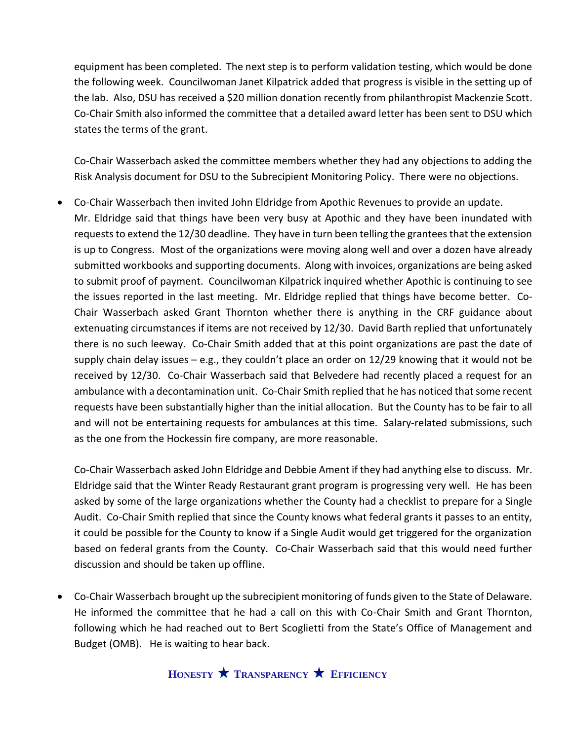equipment has been completed. The next step is to perform validation testing, which would be done the following week. Councilwoman Janet Kilpatrick added that progress is visible in the setting up of the lab. Also, DSU has received a $20 million donation recently from philanthropist Mackenzie Scott. Co-Chair Smith also informed the committee that a detailed award letter has been sent to DSU which states the terms of the grant.

Co-Chair Wasserbach asked the committee members whether they had any objections to adding the Risk Analysis document for DSU to the Subrecipient Monitoring Policy. There were no objections.

- Co-Chair Wasserbach then invited John Eldridge from Apothic Revenues to provide an update. Mr. Eldridge said that things have been very busy at Apothic and they have been inundated with requests to extend the 12/30 deadline. They have in turn been telling the grantees that the extension is up to Congress. Most of the organizations were moving along well and over a dozen have already submitted workbooks and supporting documents. Along with invoices, organizations are being asked to submit proof of payment. Councilwoman Kilpatrick inquired whether Apothic is continuing to see the issues reported in the last meeting. Mr. Eldridge replied that things have become better. Co-Chair Wasserbach asked Grant Thornton whether there is anything in the CRF guidance about extenuating circumstances if items are not received by 12/30. David Barth replied that unfortunately there is no such leeway. Co-Chair Smith added that at this point organizations are past the date of supply chain delay issues – e.g., they couldn't place an order on 12/29 knowing that it would not be received by 12/30. Co-Chair Wasserbach said that Belvedere had recently placed a request for an ambulance with a decontamination unit. Co-Chair Smith replied that he has noticed that some recent requests have been substantially higher than the initial allocation. But the County has to be fair to all and will not be entertaining requests for ambulances at this time. Salary-related submissions, such as the one from the Hockessin fire company, are more reasonable.

  Co-Chair Wasserbach asked John Eldridge and Debbie Ament if they had anything else to discuss. Mr. Eldridge said that the Winter Ready Restaurant grant program is progressing very well. He has been asked by some of the large organizations whether the County had a checklist to prepare for a Single Audit. Co-Chair Smith replied that since the County knows what federal grants it passes to an entity, it could be possible for the County to know if a Single Audit would get triggered for the organization based on federal grants from the County. Co-Chair Wasserbach said that this would need further discussion and should be taken up offline.

- Co-Chair Wasserbach brought up the subrecipient monitoring of funds given to the State of Delaware. He informed the committee that he had a call on this with Co-Chair Smith and Grant Thornton, following which he had reached out to Bert Scoglietti from the State's Office of Management and Budget (OMB). He is waiting to hear back.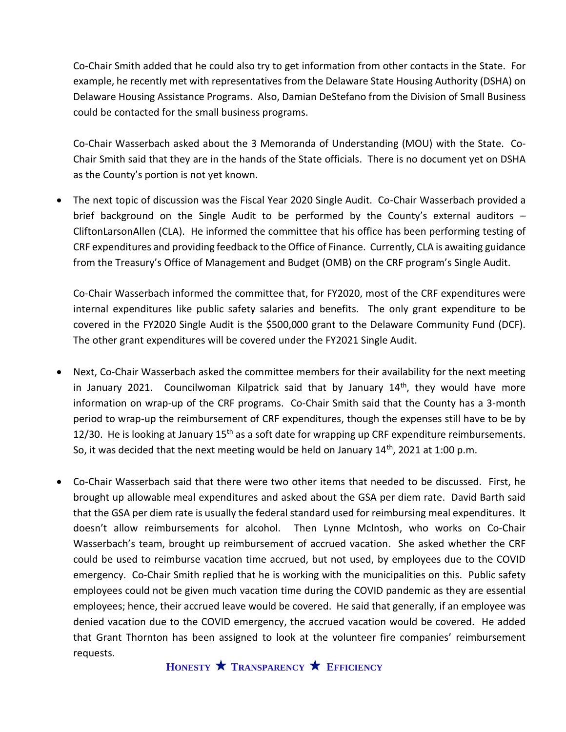Co-Chair Smith added that he could also try to get information from other contacts in the State. For example, he recently met with representatives from the Delaware State Housing Authority (DSHA) on Delaware Housing Assistance Programs. Also, Damian DeStefano from the Division of Small Business could be contacted for the small business programs.

Co-Chair Wasserbach asked about the 3 Memoranda of Understanding (MOU) with the State. Co-Chair Smith said that they are in the hands of the State officials. There is no document yet on DSHA as the County's portion is not yet known.

- The next topic of discussion was the Fiscal Year 2020 Single Audit. Co-Chair Wasserbach provided a brief background on the Single Audit to be performed by the County's external auditors – CliftonLarsonAllen (CLA). He informed the committee that his office has been performing testing of CRF expenditures and providing feedback to the Office of Finance. Currently, CLA is awaiting guidance from the Treasury's Office of Management and Budget (OMB) on the CRF program's Single Audit.

  Co-Chair Wasserbach informed the committee that, for FY2020, most of the CRF expenditures were internal expenditures like public safety salaries and benefits. The only grant expenditure to be covered in the FY2020 Single Audit is the $500,000 grant to the Delaware Community Fund (DCF). The other grant expenditures will be covered under the FY2021 Single Audit.

- Next, Co-Chair Wasserbach asked the committee members for their availability for the next meeting in January 2021. Councilwoman Kilpatrick said that by January 14th, they would have more information on wrap-up of the CRF programs. Co-Chair Smith said that the County has a 3-month period to wrap-up the reimbursement of CRF expenditures, though the expenses still have to be by 12/30. He is looking at January 15th as a soft date for wrapping up CRF expenditure reimbursements. So, it was decided that the next meeting would be held on January 14th, 2021 at 1:00 p.m.

- Co-Chair Wasserbach said that there were two other items that needed to be discussed. First, he brought up allowable meal expenditures and asked about the GSA per diem rate. David Barth said that the GSA per diem rate is usually the federal standard used for reimbursing meal expenditures. It doesn't allow reimbursements for alcohol. Then Lynne McIntosh, who works on Co-Chair Wasserbach's team, brought up reimbursement of accrued vacation. She asked whether the CRF could be used to reimburse vacation time accrued, but not used, by employees due to the COVID emergency. Co-Chair Smith replied that he is working with the municipalities on this. Public safety employees could not be given much vacation time during the COVID pandemic as they are essential employees; hence, their accrued leave would be covered. He said that generally, if an employee was denied vacation due to the COVID emergency, the accrued vacation would be covered. He added that Grant Thornton has been assigned to look at the volunteer fire companies' reimbursement requests.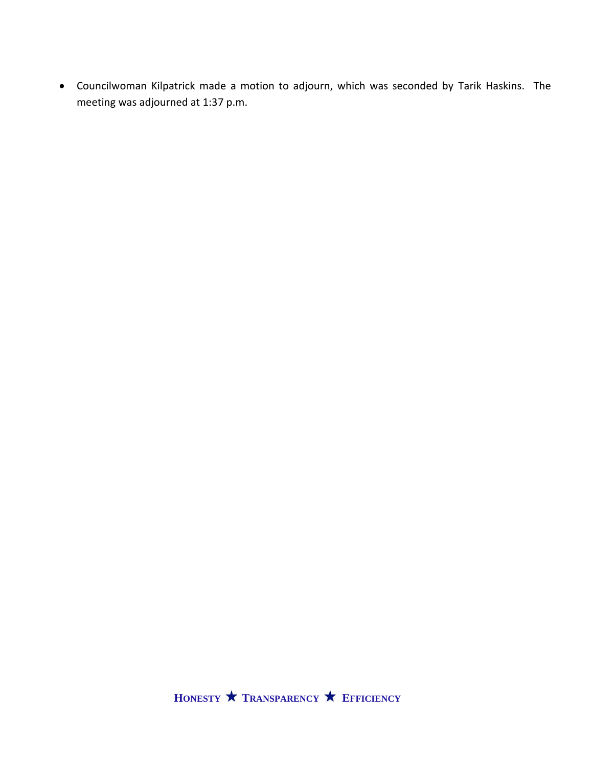- Councilwoman Kilpatrick made a motion to adjourn, which was seconded by Tarik Haskins. The meeting was adjourned at 1:37 p.m.